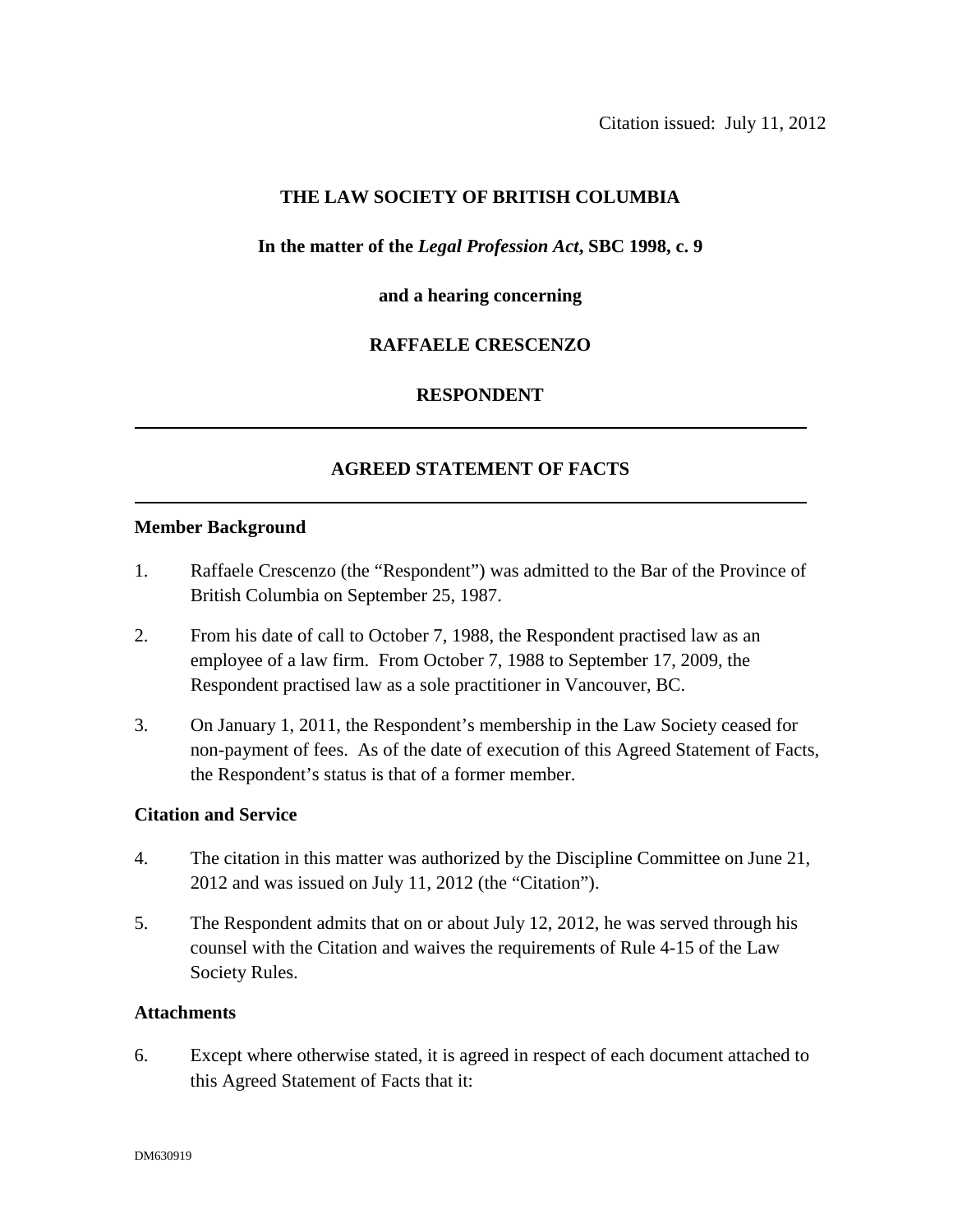Citation issued: July 11, 2012

**THE LAW SOCIETY OF BRITISH COLUMBIA**

**In the matter of the *Legal Profession Act*, SBC 1998, c. 9**

**and a hearing concerning**

**RAFFAELE CRESCENZO**

**RESPONDENT**

---

## AGREED STATEMENT OF FACTS

---

### Member Background

1. Raffaele Crescenzo (the "Respondent") was admitted to the Bar of the Province of British Columbia on September 25, 1987.

2. From his date of call to October 7, 1988, the Respondent practised law as an employee of a law firm. From October 7, 1988 to September 17, 2009, the Respondent practised law as a sole practitioner in Vancouver, BC.

3. On January 1, 2011, the Respondent's membership in the Law Society ceased for non-payment of fees. As of the date of execution of this Agreed Statement of Facts, the Respondent's status is that of a former member.

### Citation and Service

4. The citation in this matter was authorized by the Discipline Committee on June 21, 2012 and was issued on July 11, 2012 (the "Citation").

5. The Respondent admits that on or about July 12, 2012, he was served through his counsel with the Citation and waives the requirements of Rule 4-15 of the Law Society Rules.

### Attachments

6. Except where otherwise stated, it is agreed in respect of each document attached to this Agreed Statement of Facts that it:

DM630919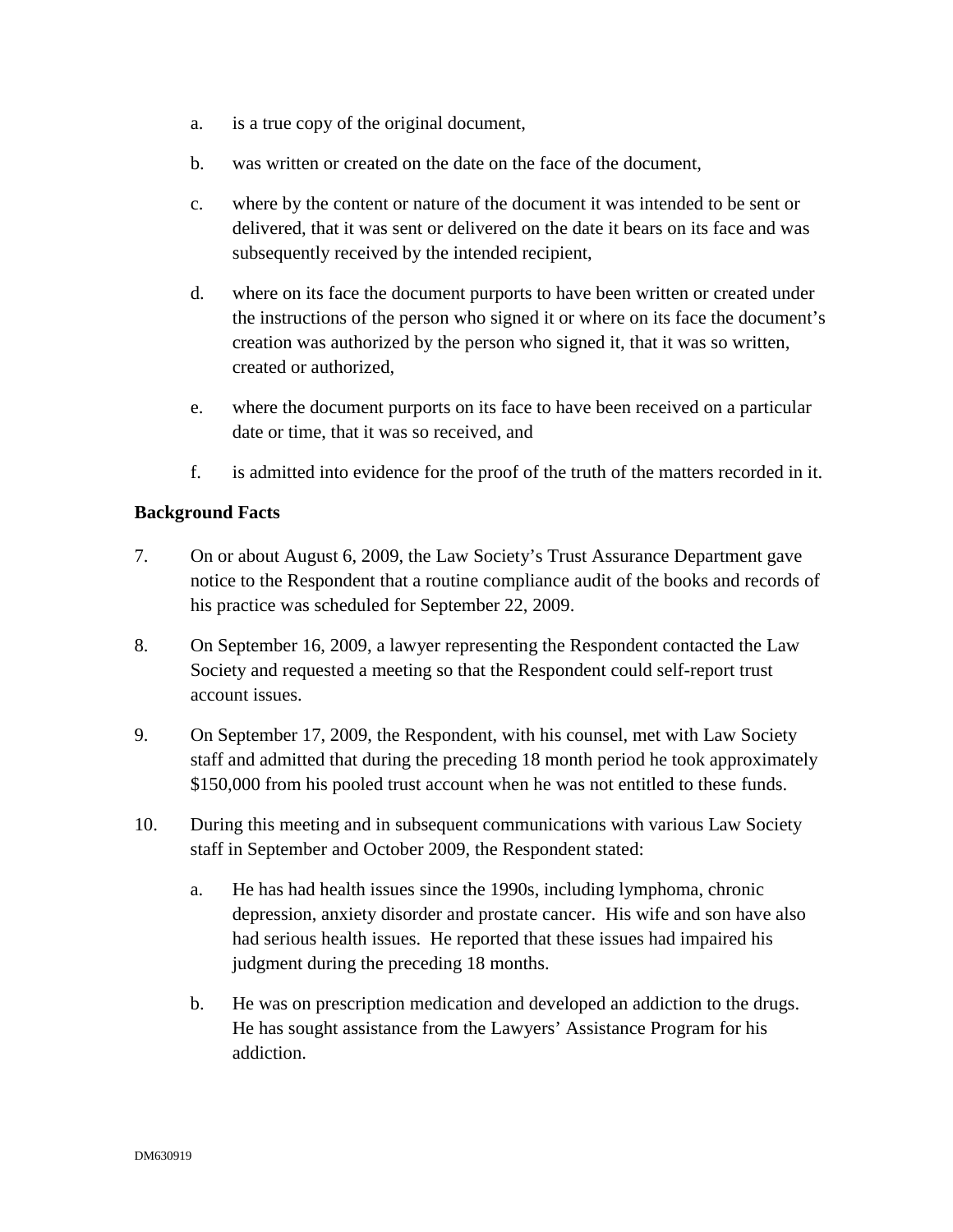a. is a true copy of the original document,

b. was written or created on the date on the face of the document,

c. where by the content or nature of the document it was intended to be sent or delivered, that it was sent or delivered on the date it bears on its face and was subsequently received by the intended recipient,

d. where on its face the document purports to have been written or created under the instructions of the person who signed it or where on its face the document's creation was authorized by the person who signed it, that it was so written, created or authorized,

e. where the document purports on its face to have been received on a particular date or time, that it was so received, and

f. is admitted into evidence for the proof of the truth of the matters recorded in it.

**Background Facts**

7. On or about August 6, 2009, the Law Society's Trust Assurance Department gave notice to the Respondent that a routine compliance audit of the books and records of his practice was scheduled for September 22, 2009.

8. On September 16, 2009, a lawyer representing the Respondent contacted the Law Society and requested a meeting so that the Respondent could self-report trust account issues.

9. On September 17, 2009, the Respondent, with his counsel, met with Law Society staff and admitted that during the preceding 18 month period he took approximately $150,000 from his pooled trust account when he was not entitled to these funds.

10. During this meeting and in subsequent communications with various Law Society staff in September and October 2009, the Respondent stated:

    a. He has had health issues since the 1990s, including lymphoma, chronic depression, anxiety disorder and prostate cancer. His wife and son have also had serious health issues. He reported that these issues had impaired his judgment during the preceding 18 months.

    b. He was on prescription medication and developed an addiction to the drugs. He has sought assistance from the Lawyers' Assistance Program for his addiction.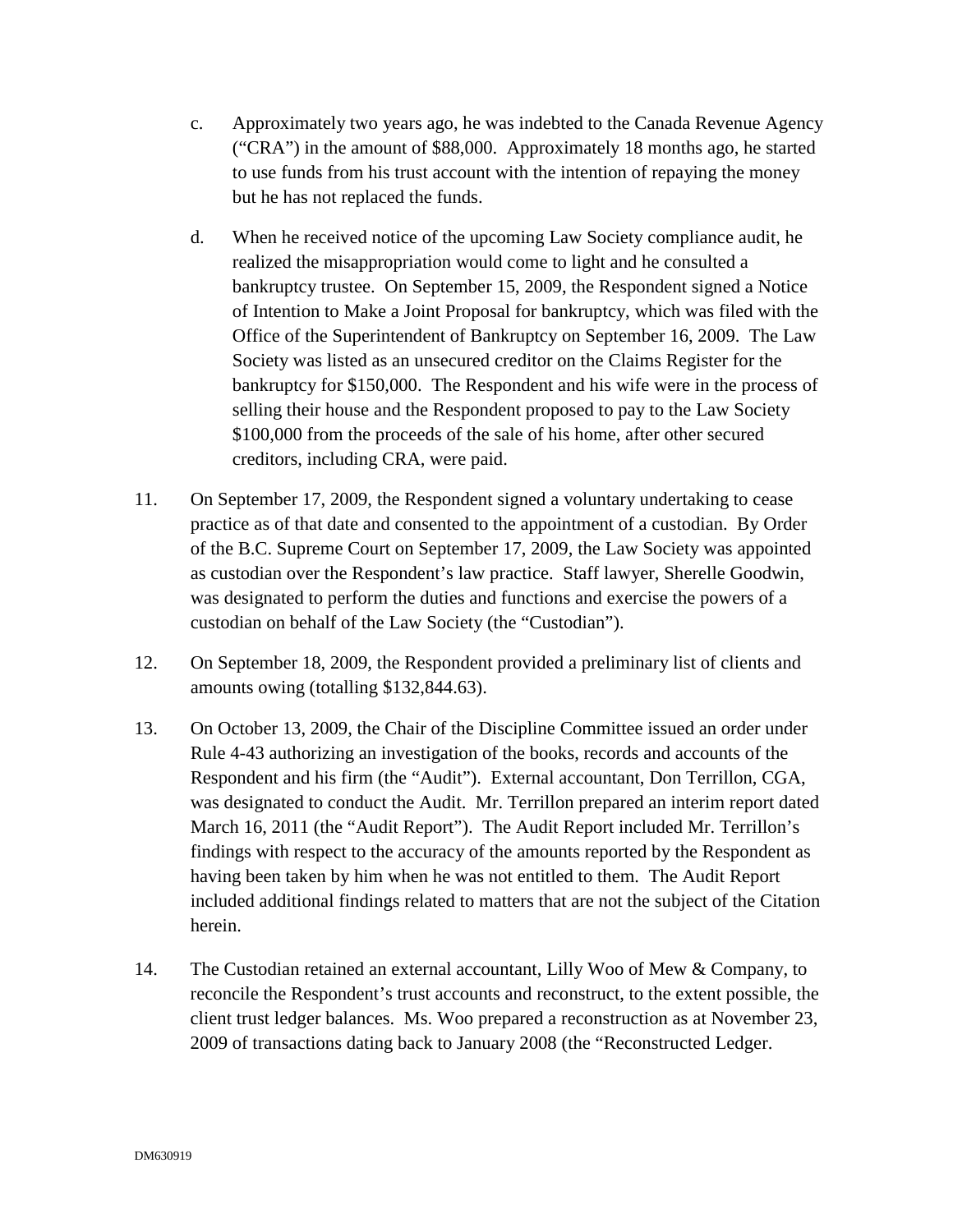c. Approximately two years ago, he was indebted to the Canada Revenue Agency ("CRA") in the amount of $88,000. Approximately 18 months ago, he started to use funds from his trust account with the intention of repaying the money but he has not replaced the funds.

d. When he received notice of the upcoming Law Society compliance audit, he realized the misappropriation would come to light and he consulted a bankruptcy trustee. On September 15, 2009, the Respondent signed a Notice of Intention to Make a Joint Proposal for bankruptcy, which was filed with the Office of the Superintendent of Bankruptcy on September 16, 2009. The Law Society was listed as an unsecured creditor on the Claims Register for the bankruptcy for $150,000. The Respondent and his wife were in the process of selling their house and the Respondent proposed to pay to the Law Society $100,000 from the proceeds of the sale of his home, after other secured creditors, including CRA, were paid.

11. On September 17, 2009, the Respondent signed a voluntary undertaking to cease practice as of that date and consented to the appointment of a custodian. By Order of the B.C. Supreme Court on September 17, 2009, the Law Society was appointed as custodian over the Respondent's law practice. Staff lawyer, Sherelle Goodwin, was designated to perform the duties and functions and exercise the powers of a custodian on behalf of the Law Society (the "Custodian").

12. On September 18, 2009, the Respondent provided a preliminary list of clients and amounts owing (totalling $132,844.63).

13. On October 13, 2009, the Chair of the Discipline Committee issued an order under Rule 4-43 authorizing an investigation of the books, records and accounts of the Respondent and his firm (the "Audit"). External accountant, Don Terrillon, CGA, was designated to conduct the Audit. Mr. Terrillon prepared an interim report dated March 16, 2011 (the "Audit Report"). The Audit Report included Mr. Terrillon's findings with respect to the accuracy of the amounts reported by the Respondent as having been taken by him when he was not entitled to them. The Audit Report included additional findings related to matters that are not the subject of the Citation herein.

14. The Custodian retained an external accountant, Lilly Woo of Mew & Company, to reconcile the Respondent's trust accounts and reconstruct, to the extent possible, the client trust ledger balances. Ms. Woo prepared a reconstruction as at November 23, 2009 of transactions dating back to January 2008 (the "Reconstructed Ledger.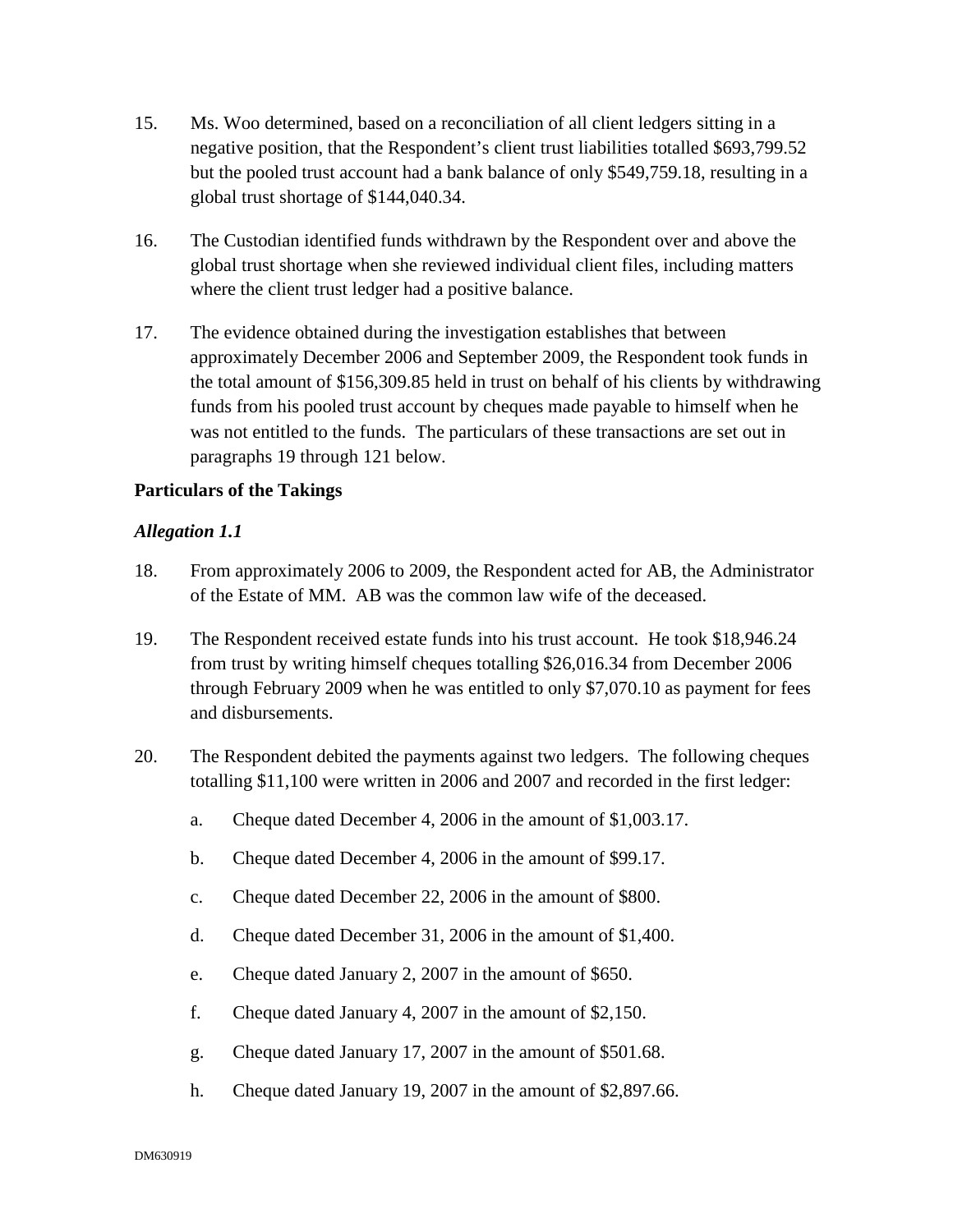15. Ms. Woo determined, based on a reconciliation of all client ledgers sitting in a negative position, that the Respondent's client trust liabilities totalled $693,799.52 but the pooled trust account had a bank balance of only $549,759.18, resulting in a global trust shortage of $144,040.34.

16. The Custodian identified funds withdrawn by the Respondent over and above the global trust shortage when she reviewed individual client files, including matters where the client trust ledger had a positive balance.

17. The evidence obtained during the investigation establishes that between approximately December 2006 and September 2009, the Respondent took funds in the total amount of $156,309.85 held in trust on behalf of his clients by withdrawing funds from his pooled trust account by cheques made payable to himself when he was not entitled to the funds. The particulars of these transactions are set out in paragraphs 19 through 121 below.

**Particulars of the Takings**

***Allegation 1.1***

18. From approximately 2006 to 2009, the Respondent acted for AB, the Administrator of the Estate of MM. AB was the common law wife of the deceased.

19. The Respondent received estate funds into his trust account. He took $18,946.24 from trust by writing himself cheques totalling $26,016.34 from December 2006 through February 2009 when he was entitled to only $7,070.10 as payment for fees and disbursements.

20. The Respondent debited the payments against two ledgers. The following cheques totalling $11,100 were written in 2006 and 2007 and recorded in the first ledger:

    a. Cheque dated December 4, 2006 in the amount of $1,003.17.

    b. Cheque dated December 4, 2006 in the amount of $99.17.

    c. Cheque dated December 22, 2006 in the amount of $800.

    d. Cheque dated December 31, 2006 in the amount of $1,400.

    e. Cheque dated January 2, 2007 in the amount of $650.

    f. Cheque dated January 4, 2007 in the amount of $2,150.

    g. Cheque dated January 17, 2007 in the amount of $501.68.

    h. Cheque dated January 19, 2007 in the amount of $2,897.66.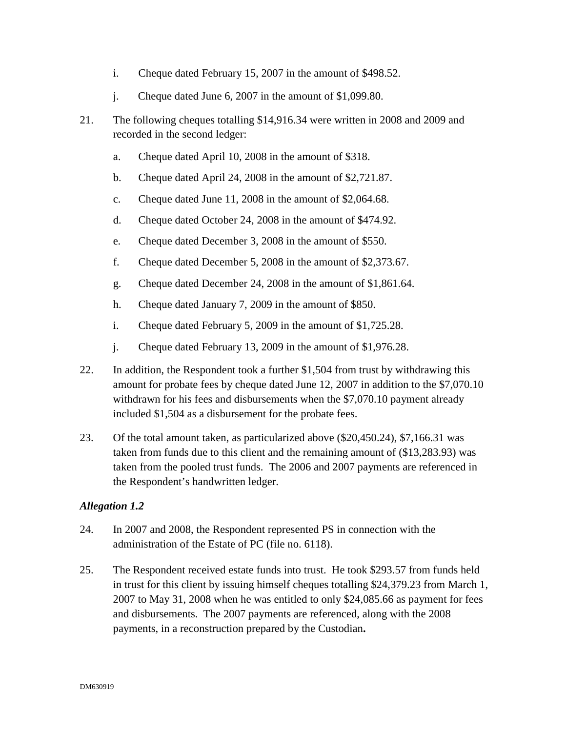i. Cheque dated February 15, 2007 in the amount of $498.52.

j. Cheque dated June 6, 2007 in the amount of $1,099.80.

21. The following cheques totalling $14,916.34 were written in 2008 and 2009 and recorded in the second ledger:

    a. Cheque dated April 10, 2008 in the amount of $318.

    b. Cheque dated April 24, 2008 in the amount of $2,721.87.

    c. Cheque dated June 11, 2008 in the amount of $2,064.68.

    d. Cheque dated October 24, 2008 in the amount of $474.92.

    e. Cheque dated December 3, 2008 in the amount of $550.

    f. Cheque dated December 5, 2008 in the amount of $2,373.67.

    g. Cheque dated December 24, 2008 in the amount of $1,861.64.

    h. Cheque dated January 7, 2009 in the amount of $850.

    i. Cheque dated February 5, 2009 in the amount of $1,725.28.

    j. Cheque dated February 13, 2009 in the amount of $1,976.28.

22. In addition, the Respondent took a further $1,504 from trust by withdrawing this amount for probate fees by cheque dated June 12, 2007 in addition to the $7,070.10 withdrawn for his fees and disbursements when the $7,070.10 payment already included $1,504 as a disbursement for the probate fees.

23. Of the total amount taken, as particularized above ($20,450.24), $7,166.31 was taken from funds due to this client and the remaining amount of ($13,283.93) was taken from the pooled trust funds. The 2006 and 2007 payments are referenced in the Respondent's handwritten ledger.

***Allegation 1.2***

24. In 2007 and 2008, the Respondent represented PS in connection with the administration of the Estate of PC (file no. 6118).

25. The Respondent received estate funds into trust. He took $293.57 from funds held in trust for this client by issuing himself cheques totalling $24,379.23 from March 1, 2007 to May 31, 2008 when he was entitled to only $24,085.66 as payment for fees and disbursements. The 2007 payments are referenced, along with the 2008 payments, in a reconstruction prepared by the Custodian**.**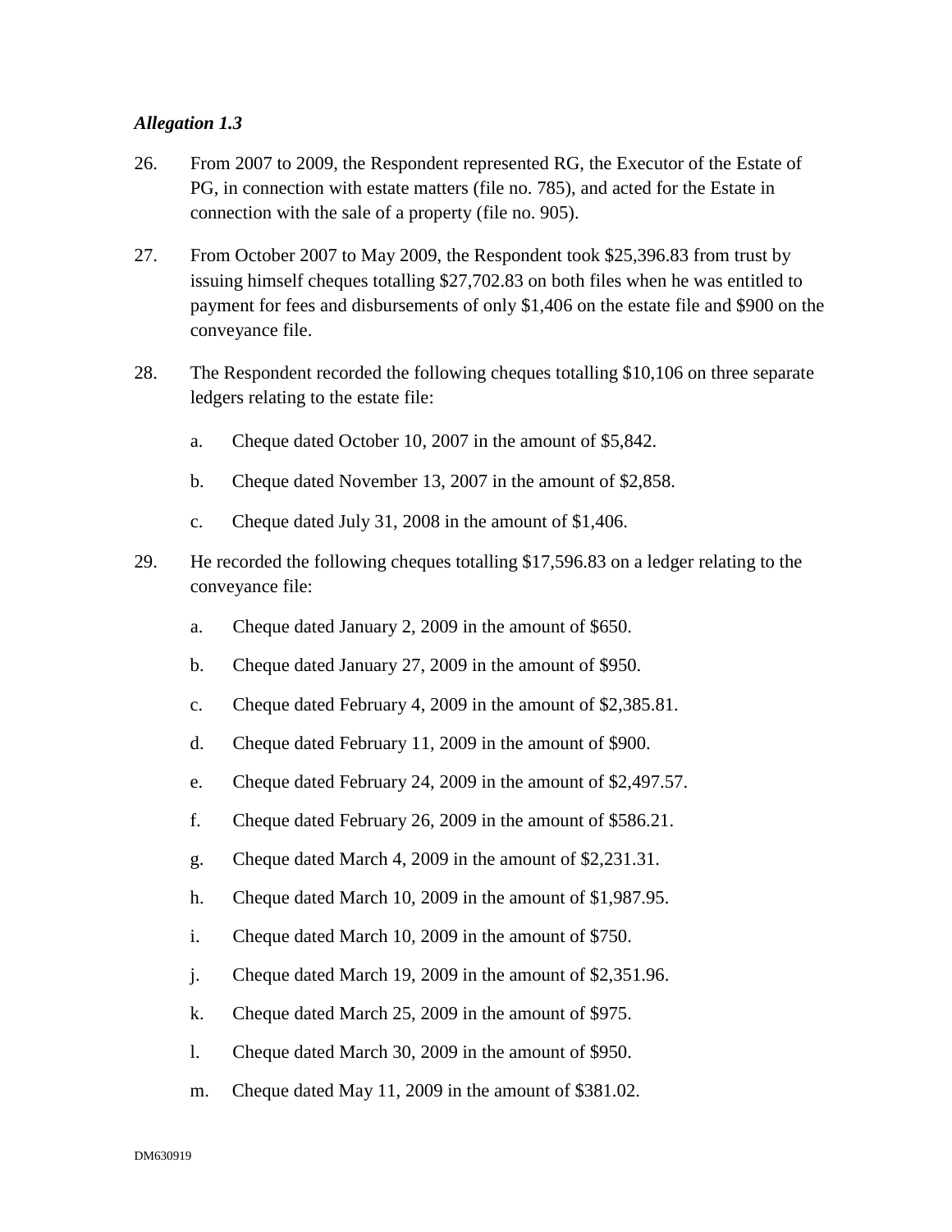*Allegation 1.3*

26. From 2007 to 2009, the Respondent represented RG, the Executor of the Estate of PG, in connection with estate matters (file no. 785), and acted for the Estate in connection with the sale of a property (file no. 905).

27. From October 2007 to May 2009, the Respondent took $25,396.83 from trust by issuing himself cheques totalling $27,702.83 on both files when he was entitled to payment for fees and disbursements of only $1,406 on the estate file and $900 on the conveyance file.

28. The Respondent recorded the following cheques totalling $10,106 on three separate ledgers relating to the estate file:

    a. Cheque dated October 10, 2007 in the amount of $5,842.

    b. Cheque dated November 13, 2007 in the amount of $2,858.

    c. Cheque dated July 31, 2008 in the amount of $1,406.

29. He recorded the following cheques totalling $17,596.83 on a ledger relating to the conveyance file:

    a. Cheque dated January 2, 2009 in the amount of $650.

    b. Cheque dated January 27, 2009 in the amount of $950.

    c. Cheque dated February 4, 2009 in the amount of $2,385.81.

    d. Cheque dated February 11, 2009 in the amount of $900.

    e. Cheque dated February 24, 2009 in the amount of $2,497.57.

    f. Cheque dated February 26, 2009 in the amount of $586.21.

    g. Cheque dated March 4, 2009 in the amount of $2,231.31.

    h. Cheque dated March 10, 2009 in the amount of $1,987.95.

    i. Cheque dated March 10, 2009 in the amount of $750.

    j. Cheque dated March 19, 2009 in the amount of $2,351.96.

    k. Cheque dated March 25, 2009 in the amount of $975.

    l. Cheque dated March 30, 2009 in the amount of $950.

    m. Cheque dated May 11, 2009 in the amount of $381.02.

DM630919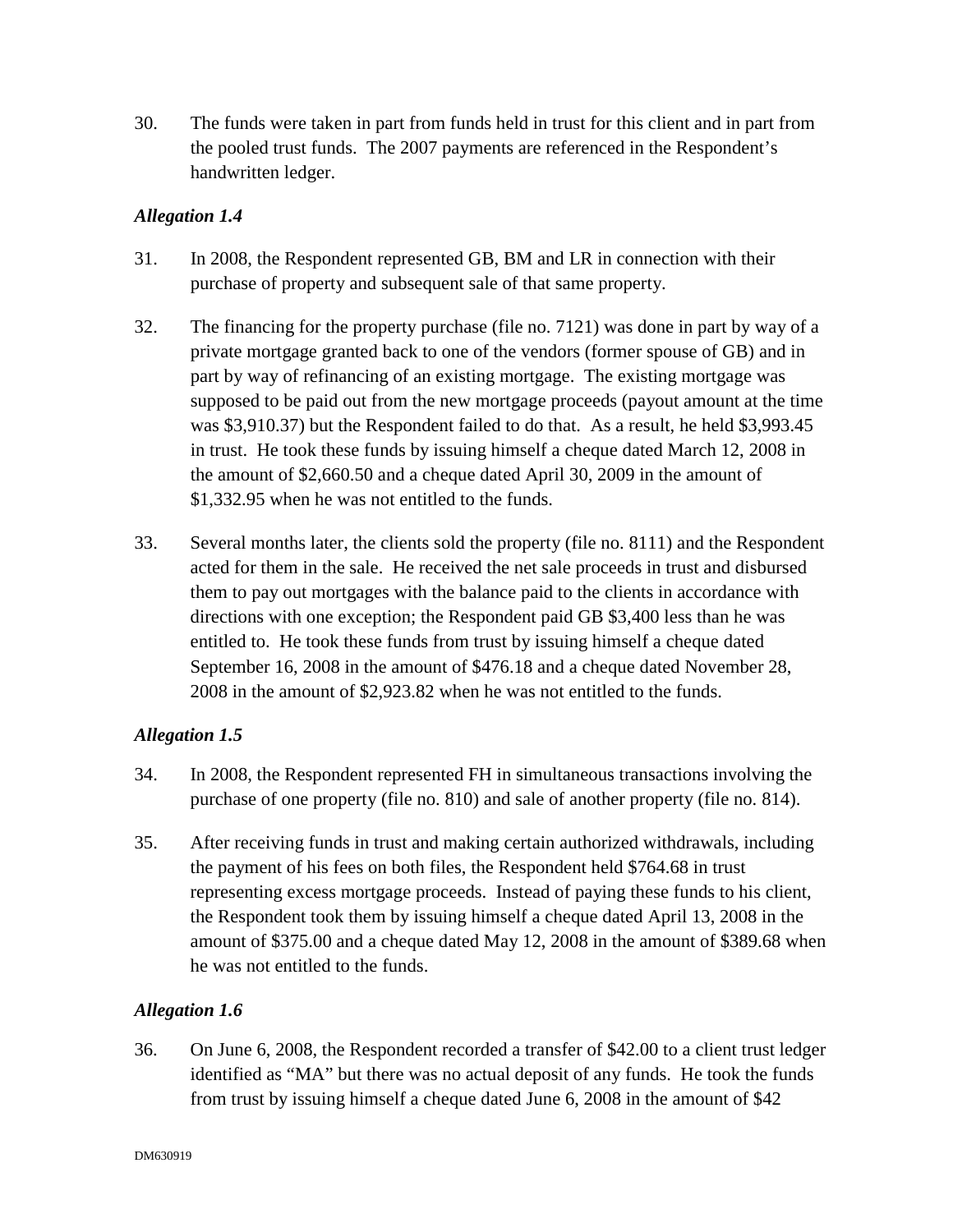30. The funds were taken in part from funds held in trust for this client and in part from the pooled trust funds. The 2007 payments are referenced in the Respondent's handwritten ledger.

*Allegation 1.4*

31. In 2008, the Respondent represented GB, BM and LR in connection with their purchase of property and subsequent sale of that same property.

32. The financing for the property purchase (file no. 7121) was done in part by way of a private mortgage granted back to one of the vendors (former spouse of GB) and in part by way of refinancing of an existing mortgage. The existing mortgage was supposed to be paid out from the new mortgage proceeds (payout amount at the time was $3,910.37) but the Respondent failed to do that. As a result, he held $3,993.45 in trust. He took these funds by issuing himself a cheque dated March 12, 2008 in the amount of $2,660.50 and a cheque dated April 30, 2009 in the amount of $1,332.95 when he was not entitled to the funds.

33. Several months later, the clients sold the property (file no. 8111) and the Respondent acted for them in the sale. He received the net sale proceeds in trust and disbursed them to pay out mortgages with the balance paid to the clients in accordance with directions with one exception; the Respondent paid GB $3,400 less than he was entitled to. He took these funds from trust by issuing himself a cheque dated September 16, 2008 in the amount of $476.18 and a cheque dated November 28, 2008 in the amount of $2,923.82 when he was not entitled to the funds.

*Allegation 1.5*

34. In 2008, the Respondent represented FH in simultaneous transactions involving the purchase of one property (file no. 810) and sale of another property (file no. 814).

35. After receiving funds in trust and making certain authorized withdrawals, including the payment of his fees on both files, the Respondent held $764.68 in trust representing excess mortgage proceeds. Instead of paying these funds to his client, the Respondent took them by issuing himself a cheque dated April 13, 2008 in the amount of $375.00 and a cheque dated May 12, 2008 in the amount of $389.68 when he was not entitled to the funds.

*Allegation 1.6*

36. On June 6, 2008, the Respondent recorded a transfer of $42.00 to a client trust ledger identified as "MA" but there was no actual deposit of any funds. He took the funds from trust by issuing himself a cheque dated June 6, 2008 in the amount of $42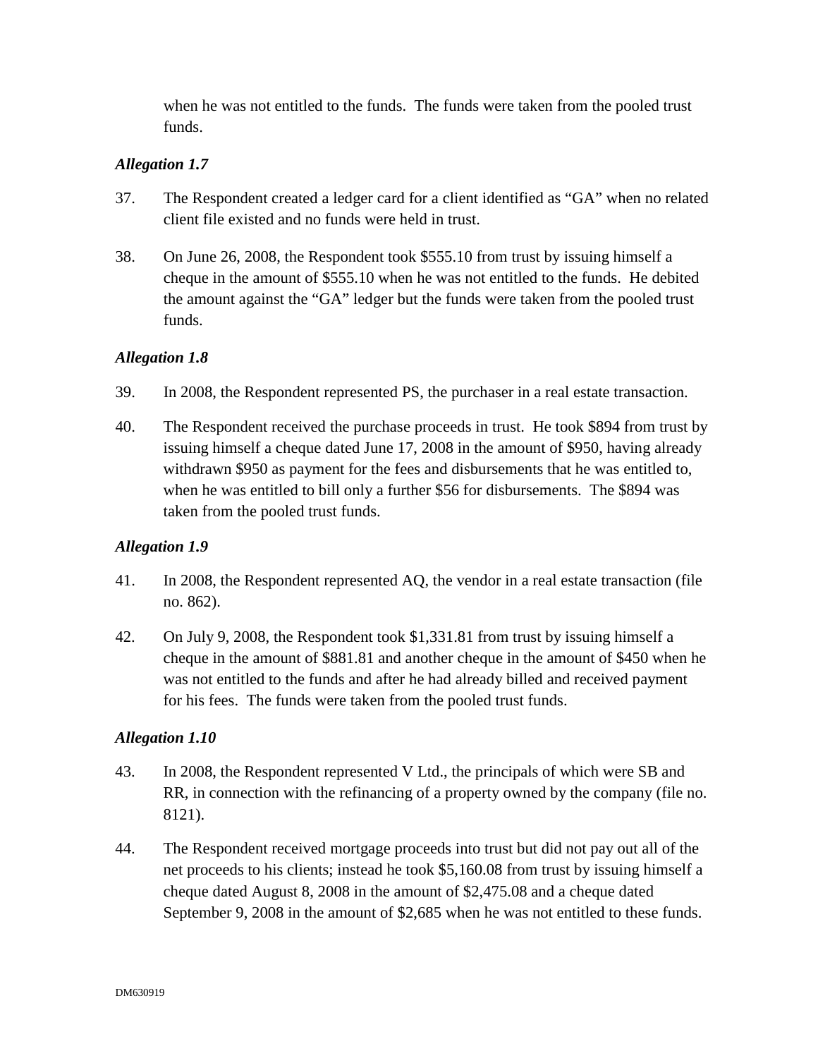when he was not entitled to the funds. The funds were taken from the pooled trust funds.

*Allegation 1.7*

37. The Respondent created a ledger card for a client identified as "GA" when no related client file existed and no funds were held in trust.

38. On June 26, 2008, the Respondent took $555.10 from trust by issuing himself a cheque in the amount of $555.10 when he was not entitled to the funds. He debited the amount against the "GA" ledger but the funds were taken from the pooled trust funds.

*Allegation 1.8*

39. In 2008, the Respondent represented PS, the purchaser in a real estate transaction.

40. The Respondent received the purchase proceeds in trust. He took $894 from trust by issuing himself a cheque dated June 17, 2008 in the amount of $950, having already withdrawn $950 as payment for the fees and disbursements that he was entitled to, when he was entitled to bill only a further $56 for disbursements. The $894 was taken from the pooled trust funds.

*Allegation 1.9*

41. In 2008, the Respondent represented AQ, the vendor in a real estate transaction (file no. 862).

42. On July 9, 2008, the Respondent took $1,331.81 from trust by issuing himself a cheque in the amount of $881.81 and another cheque in the amount of $450 when he was not entitled to the funds and after he had already billed and received payment for his fees. The funds were taken from the pooled trust funds.

*Allegation 1.10*

43. In 2008, the Respondent represented V Ltd., the principals of which were SB and RR, in connection with the refinancing of a property owned by the company (file no. 8121).

44. The Respondent received mortgage proceeds into trust but did not pay out all of the net proceeds to his clients; instead he took $5,160.08 from trust by issuing himself a cheque dated August 8, 2008 in the amount of $2,475.08 and a cheque dated September 9, 2008 in the amount of $2,685 when he was not entitled to these funds.

DM630919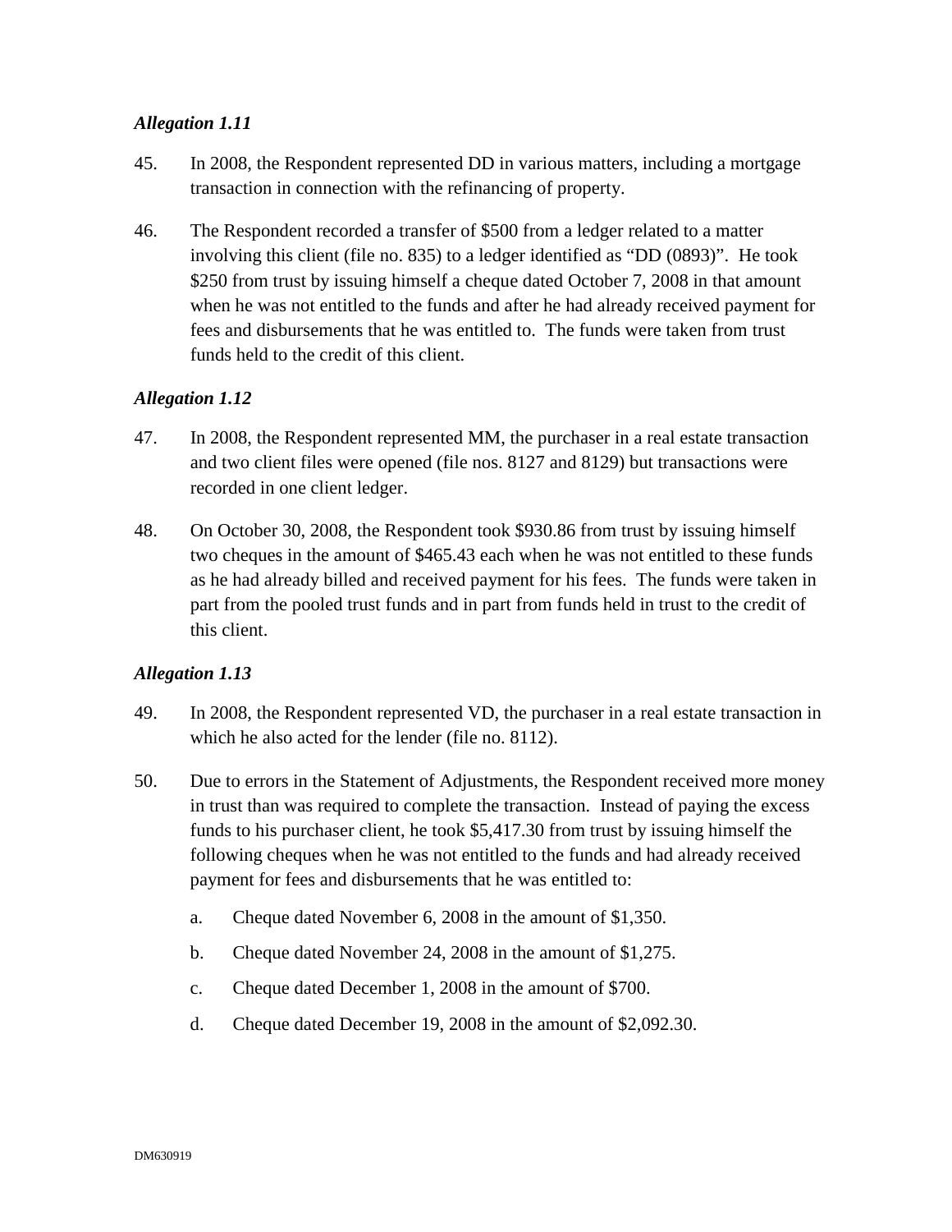*Allegation 1.11*

45. In 2008, the Respondent represented DD in various matters, including a mortgage transaction in connection with the refinancing of property.

46. The Respondent recorded a transfer of $500 from a ledger related to a matter involving this client (file no. 835) to a ledger identified as "DD (0893)". He took $250 from trust by issuing himself a cheque dated October 7, 2008 in that amount when he was not entitled to the funds and after he had already received payment for fees and disbursements that he was entitled to. The funds were taken from trust funds held to the credit of this client.

*Allegation 1.12*

47. In 2008, the Respondent represented MM, the purchaser in a real estate transaction and two client files were opened (file nos. 8127 and 8129) but transactions were recorded in one client ledger.

48. On October 30, 2008, the Respondent took $930.86 from trust by issuing himself two cheques in the amount of $465.43 each when he was not entitled to these funds as he had already billed and received payment for his fees. The funds were taken in part from the pooled trust funds and in part from funds held in trust to the credit of this client.

*Allegation 1.13*

49. In 2008, the Respondent represented VD, the purchaser in a real estate transaction in which he also acted for the lender (file no. 8112).

50. Due to errors in the Statement of Adjustments, the Respondent received more money in trust than was required to complete the transaction. Instead of paying the excess funds to his purchaser client, he took $5,417.30 from trust by issuing himself the following cheques when he was not entitled to the funds and had already received payment for fees and disbursements that he was entitled to:

    a. Cheque dated November 6, 2008 in the amount of $1,350.

    b. Cheque dated November 24, 2008 in the amount of $1,275.

    c. Cheque dated December 1, 2008 in the amount of $700.

    d. Cheque dated December 19, 2008 in the amount of $2,092.30.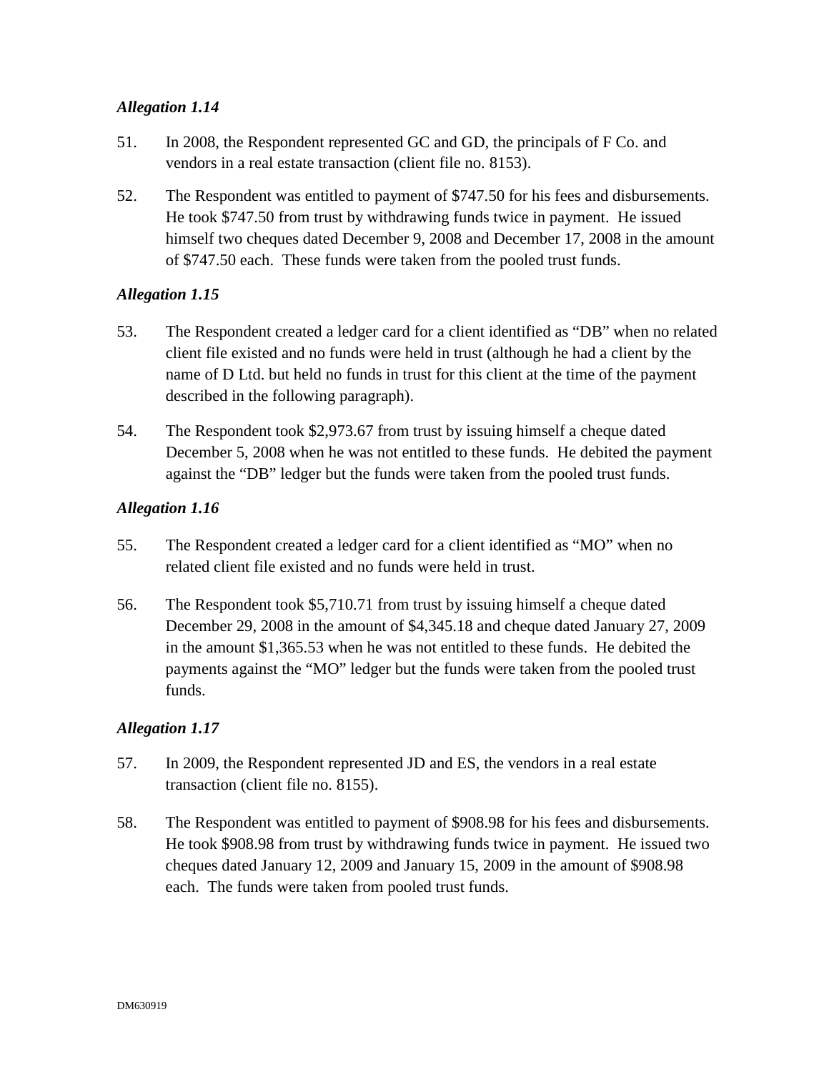*Allegation 1.14*

51. In 2008, the Respondent represented GC and GD, the principals of F Co. and vendors in a real estate transaction (client file no. 8153).

52. The Respondent was entitled to payment of $747.50 for his fees and disbursements. He took $747.50 from trust by withdrawing funds twice in payment. He issued himself two cheques dated December 9, 2008 and December 17, 2008 in the amount of $747.50 each. These funds were taken from the pooled trust funds.

*Allegation 1.15*

53. The Respondent created a ledger card for a client identified as "DB" when no related client file existed and no funds were held in trust (although he had a client by the name of D Ltd. but held no funds in trust for this client at the time of the payment described in the following paragraph).

54. The Respondent took $2,973.67 from trust by issuing himself a cheque dated December 5, 2008 when he was not entitled to these funds. He debited the payment against the "DB" ledger but the funds were taken from the pooled trust funds.

*Allegation 1.16*

55. The Respondent created a ledger card for a client identified as "MO" when no related client file existed and no funds were held in trust.

56. The Respondent took $5,710.71 from trust by issuing himself a cheque dated December 29, 2008 in the amount of $4,345.18 and cheque dated January 27, 2009 in the amount $1,365.53 when he was not entitled to these funds. He debited the payments against the "MO" ledger but the funds were taken from the pooled trust funds.

*Allegation 1.17*

57. In 2009, the Respondent represented JD and ES, the vendors in a real estate transaction (client file no. 8155).

58. The Respondent was entitled to payment of $908.98 for his fees and disbursements. He took $908.98 from trust by withdrawing funds twice in payment. He issued two cheques dated January 12, 2009 and January 15, 2009 in the amount of $908.98 each. The funds were taken from pooled trust funds.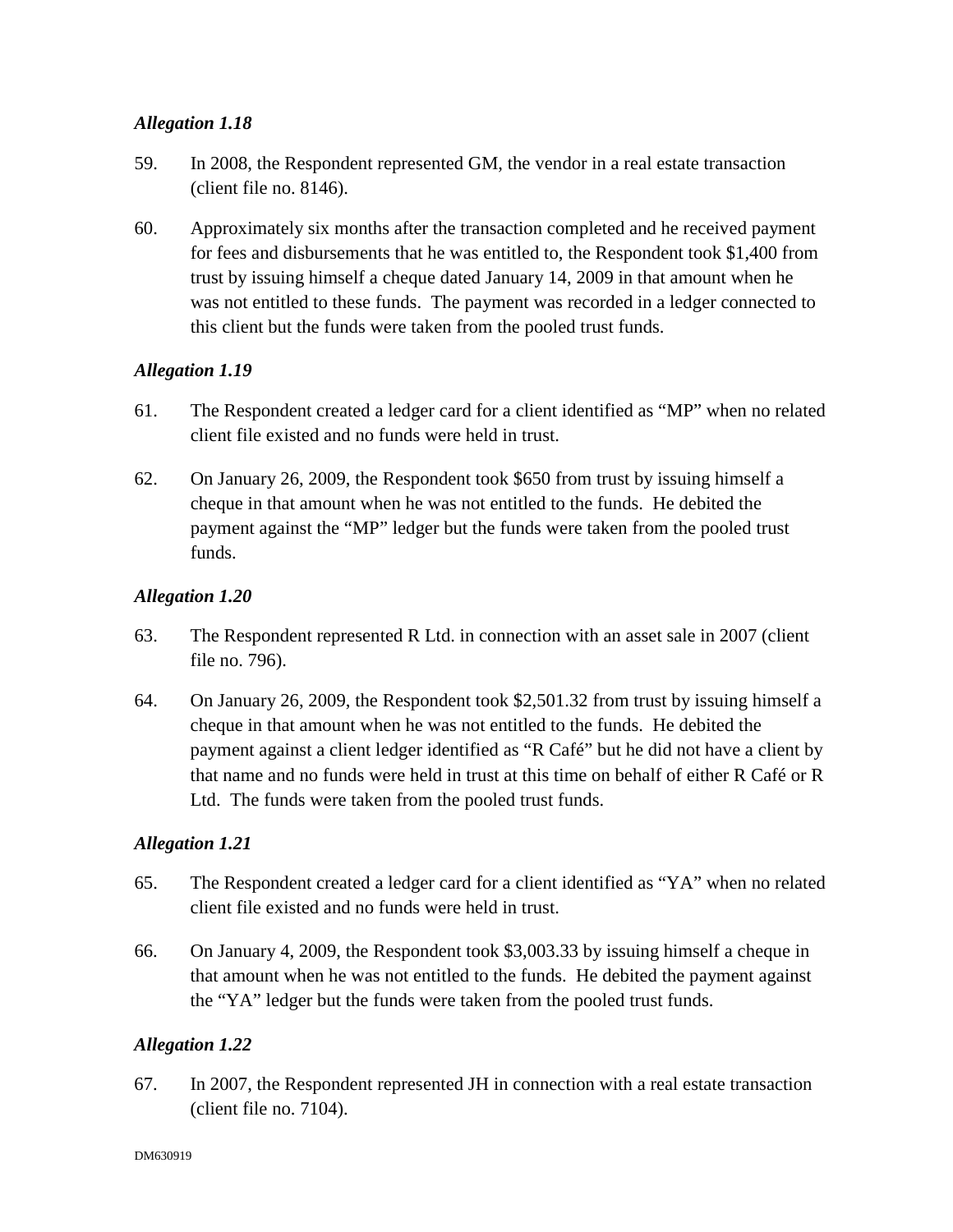***Allegation 1.18***

59. In 2008, the Respondent represented GM, the vendor in a real estate transaction (client file no. 8146).

60. Approximately six months after the transaction completed and he received payment for fees and disbursements that he was entitled to, the Respondent took $1,400 from trust by issuing himself a cheque dated January 14, 2009 in that amount when he was not entitled to these funds. The payment was recorded in a ledger connected to this client but the funds were taken from the pooled trust funds.

***Allegation 1.19***

61. The Respondent created a ledger card for a client identified as "MP" when no related client file existed and no funds were held in trust.

62. On January 26, 2009, the Respondent took $650 from trust by issuing himself a cheque in that amount when he was not entitled to the funds. He debited the payment against the "MP" ledger but the funds were taken from the pooled trust funds.

***Allegation 1.20***

63. The Respondent represented R Ltd. in connection with an asset sale in 2007 (client file no. 796).

64. On January 26, 2009, the Respondent took $2,501.32 from trust by issuing himself a cheque in that amount when he was not entitled to the funds. He debited the payment against a client ledger identified as "R Café" but he did not have a client by that name and no funds were held in trust at this time on behalf of either R Café or R Ltd. The funds were taken from the pooled trust funds.

***Allegation 1.21***

65. The Respondent created a ledger card for a client identified as "YA" when no related client file existed and no funds were held in trust.

66. On January 4, 2009, the Respondent took $3,003.33 by issuing himself a cheque in that amount when he was not entitled to the funds. He debited the payment against the "YA" ledger but the funds were taken from the pooled trust funds.

***Allegation 1.22***

67. In 2007, the Respondent represented JH in connection with a real estate transaction (client file no. 7104).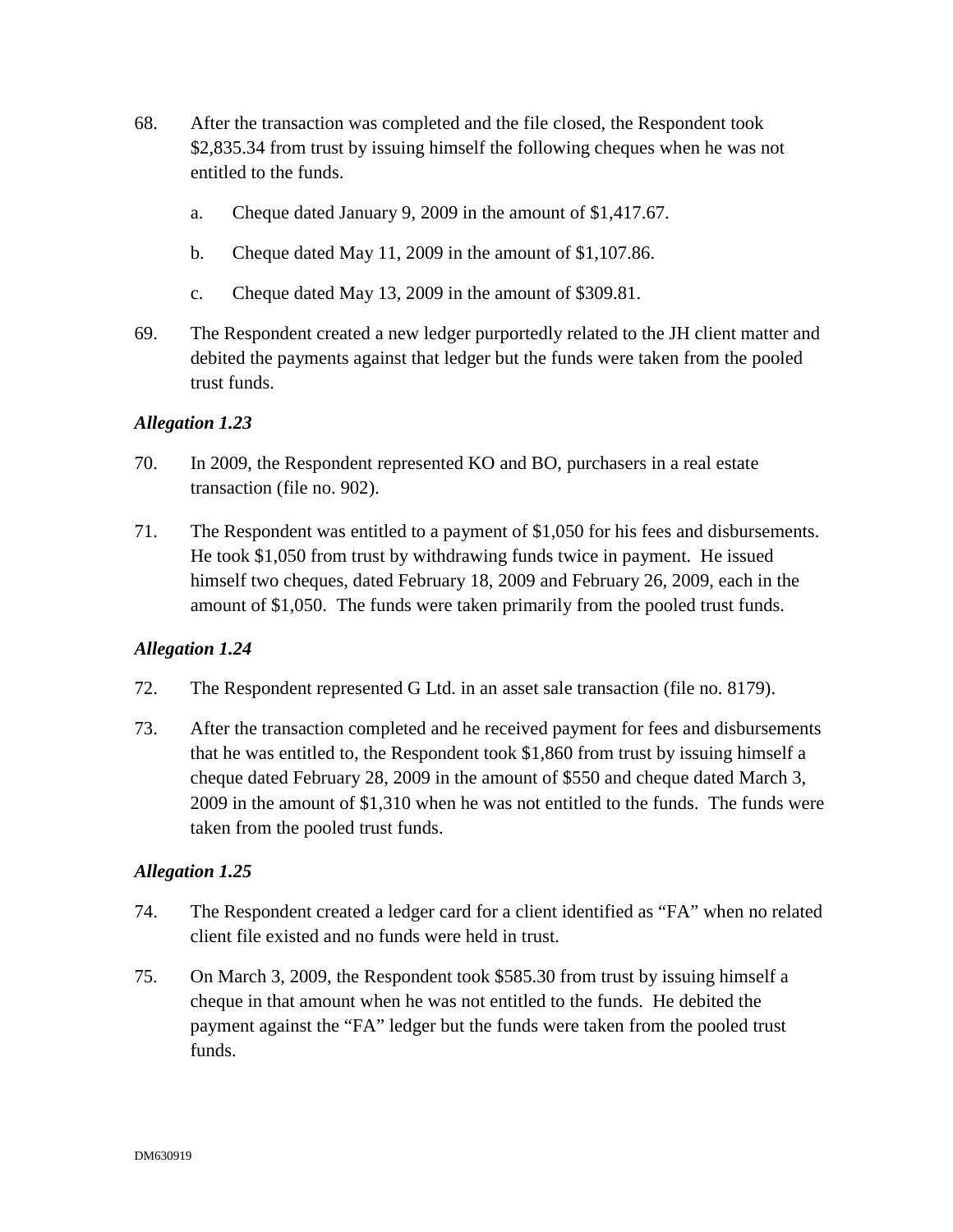68. After the transaction was completed and the file closed, the Respondent took $2,835.34 from trust by issuing himself the following cheques when he was not entitled to the funds.

    a. Cheque dated January 9, 2009 in the amount of $1,417.67.

    b. Cheque dated May 11, 2009 in the amount of $1,107.86.

    c. Cheque dated May 13, 2009 in the amount of $309.81.

69. The Respondent created a new ledger purportedly related to the JH client matter and debited the payments against that ledger but the funds were taken from the pooled trust funds.

***Allegation 1.23***

70. In 2009, the Respondent represented KO and BO, purchasers in a real estate transaction (file no. 902).

71. The Respondent was entitled to a payment of $1,050 for his fees and disbursements. He took $1,050 from trust by withdrawing funds twice in payment. He issued himself two cheques, dated February 18, 2009 and February 26, 2009, each in the amount of $1,050. The funds were taken primarily from the pooled trust funds.

***Allegation 1.24***

72. The Respondent represented G Ltd. in an asset sale transaction (file no. 8179).

73. After the transaction completed and he received payment for fees and disbursements that he was entitled to, the Respondent took $1,860 from trust by issuing himself a cheque dated February 28, 2009 in the amount of $550 and cheque dated March 3, 2009 in the amount of $1,310 when he was not entitled to the funds. The funds were taken from the pooled trust funds.

***Allegation 1.25***

74. The Respondent created a ledger card for a client identified as "FA" when no related client file existed and no funds were held in trust.

75. On March 3, 2009, the Respondent took $585.30 from trust by issuing himself a cheque in that amount when he was not entitled to the funds. He debited the payment against the "FA" ledger but the funds were taken from the pooled trust funds.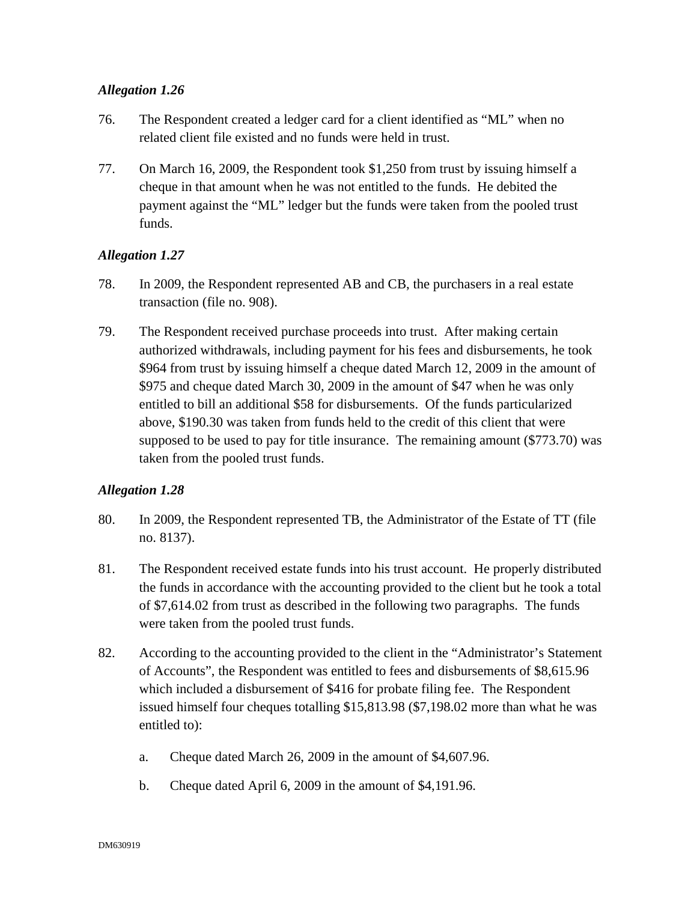*Allegation 1.26*

76. The Respondent created a ledger card for a client identified as "ML" when no related client file existed and no funds were held in trust.

77. On March 16, 2009, the Respondent took $1,250 from trust by issuing himself a cheque in that amount when he was not entitled to the funds. He debited the payment against the "ML" ledger but the funds were taken from the pooled trust funds.

*Allegation 1.27*

78. In 2009, the Respondent represented AB and CB, the purchasers in a real estate transaction (file no. 908).

79. The Respondent received purchase proceeds into trust. After making certain authorized withdrawals, including payment for his fees and disbursements, he took $964 from trust by issuing himself a cheque dated March 12, 2009 in the amount of $975 and cheque dated March 30, 2009 in the amount of $47 when he was only entitled to bill an additional $58 for disbursements. Of the funds particularized above, $190.30 was taken from funds held to the credit of this client that were supposed to be used to pay for title insurance. The remaining amount ($773.70) was taken from the pooled trust funds.

*Allegation 1.28*

80. In 2009, the Respondent represented TB, the Administrator of the Estate of TT (file no. 8137).

81. The Respondent received estate funds into his trust account. He properly distributed the funds in accordance with the accounting provided to the client but he took a total of $7,614.02 from trust as described in the following two paragraphs. The funds were taken from the pooled trust funds.

82. According to the accounting provided to the client in the "Administrator's Statement of Accounts", the Respondent was entitled to fees and disbursements of $8,615.96 which included a disbursement of $416 for probate filing fee. The Respondent issued himself four cheques totalling $15,813.98 ($7,198.02 more than what he was entitled to):

    a. Cheque dated March 26, 2009 in the amount of $4,607.96.

    b. Cheque dated April 6, 2009 in the amount of $4,191.96.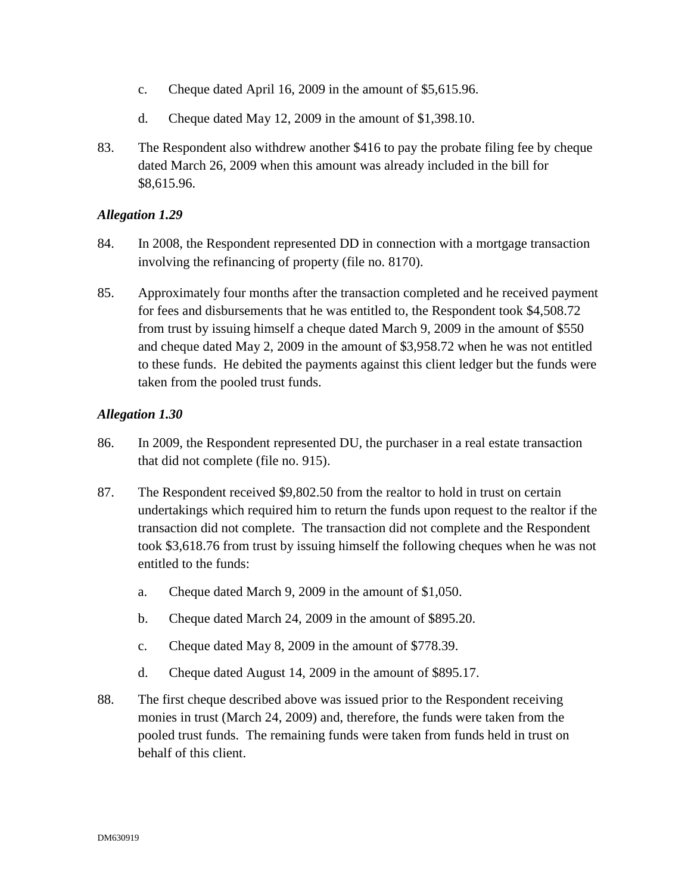c. Cheque dated April 16, 2009 in the amount of $5,615.96.

d. Cheque dated May 12, 2009 in the amount of $1,398.10.

83. The Respondent also withdrew another $416 to pay the probate filing fee by cheque dated March 26, 2009 when this amount was already included in the bill for $8,615.96.

*Allegation 1.29*

84. In 2008, the Respondent represented DD in connection with a mortgage transaction involving the refinancing of property (file no. 8170).

85. Approximately four months after the transaction completed and he received payment for fees and disbursements that he was entitled to, the Respondent took $4,508.72 from trust by issuing himself a cheque dated March 9, 2009 in the amount of $550 and cheque dated May 2, 2009 in the amount of $3,958.72 when he was not entitled to these funds. He debited the payments against this client ledger but the funds were taken from the pooled trust funds.

*Allegation 1.30*

86. In 2009, the Respondent represented DU, the purchaser in a real estate transaction that did not complete (file no. 915).

87. The Respondent received $9,802.50 from the realtor to hold in trust on certain undertakings which required him to return the funds upon request to the realtor if the transaction did not complete. The transaction did not complete and the Respondent took $3,618.76 from trust by issuing himself the following cheques when he was not entitled to the funds:

a. Cheque dated March 9, 2009 in the amount of $1,050.

b. Cheque dated March 24, 2009 in the amount of $895.20.

c. Cheque dated May 8, 2009 in the amount of $778.39.

d. Cheque dated August 14, 2009 in the amount of $895.17.

88. The first cheque described above was issued prior to the Respondent receiving monies in trust (March 24, 2009) and, therefore, the funds were taken from the pooled trust funds. The remaining funds were taken from funds held in trust on behalf of this client.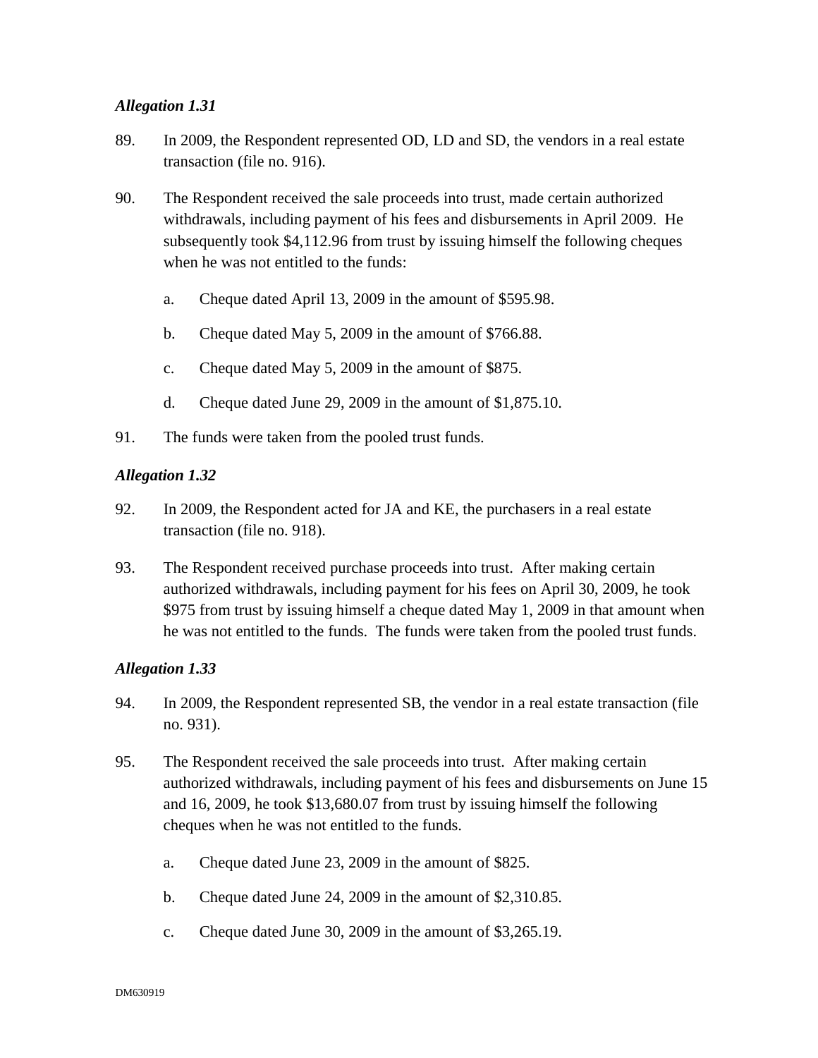*Allegation 1.31*

89. In 2009, the Respondent represented OD, LD and SD, the vendors in a real estate transaction (file no. 916).

90. The Respondent received the sale proceeds into trust, made certain authorized withdrawals, including payment of his fees and disbursements in April 2009. He subsequently took $4,112.96 from trust by issuing himself the following cheques when he was not entitled to the funds:

    a. Cheque dated April 13, 2009 in the amount of $595.98.

    b. Cheque dated May 5, 2009 in the amount of $766.88.

    c. Cheque dated May 5, 2009 in the amount of $875.

    d. Cheque dated June 29, 2009 in the amount of $1,875.10.

91. The funds were taken from the pooled trust funds.

*Allegation 1.32*

92. In 2009, the Respondent acted for JA and KE, the purchasers in a real estate transaction (file no. 918).

93. The Respondent received purchase proceeds into trust. After making certain authorized withdrawals, including payment for his fees on April 30, 2009, he took $975 from trust by issuing himself a cheque dated May 1, 2009 in that amount when he was not entitled to the funds. The funds were taken from the pooled trust funds.

*Allegation 1.33*

94. In 2009, the Respondent represented SB, the vendor in a real estate transaction (file no. 931).

95. The Respondent received the sale proceeds into trust. After making certain authorized withdrawals, including payment of his fees and disbursements on June 15 and 16, 2009, he took $13,680.07 from trust by issuing himself the following cheques when he was not entitled to the funds.

    a. Cheque dated June 23, 2009 in the amount of $825.

    b. Cheque dated June 24, 2009 in the amount of $2,310.85.

    c. Cheque dated June 30, 2009 in the amount of $3,265.19.

DM630919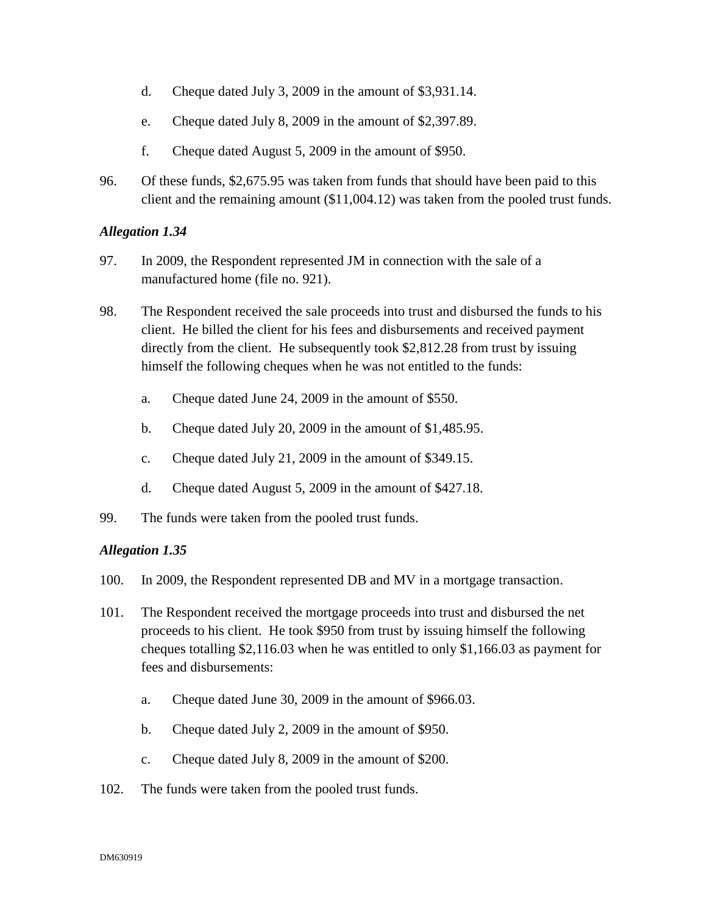d. Cheque dated July 3, 2009 in the amount of $3,931.14.

e. Cheque dated July 8, 2009 in the amount of $2,397.89.

f. Cheque dated August 5, 2009 in the amount of $950.

96. Of these funds, $2,675.95 was taken from funds that should have been paid to this client and the remaining amount ($11,004.12) was taken from the pooled trust funds.

### *Allegation 1.34*

97. In 2009, the Respondent represented JM in connection with the sale of a manufactured home (file no. 921).

98. The Respondent received the sale proceeds into trust and disbursed the funds to his client. He billed the client for his fees and disbursements and received payment directly from the client. He subsequently took $2,812.28 from trust by issuing himself the following cheques when he was not entitled to the funds:

a. Cheque dated June 24, 2009 in the amount of $550.

b. Cheque dated July 20, 2009 in the amount of $1,485.95.

c. Cheque dated July 21, 2009 in the amount of $349.15.

d. Cheque dated August 5, 2009 in the amount of $427.18.

99. The funds were taken from the pooled trust funds.

### *Allegation 1.35*

100. In 2009, the Respondent represented DB and MV in a mortgage transaction.

101. The Respondent received the mortgage proceeds into trust and disbursed the net proceeds to his client. He took $950 from trust by issuing himself the following cheques totalling $2,116.03 when he was entitled to only $1,166.03 as payment for fees and disbursements:

a. Cheque dated June 30, 2009 in the amount of $966.03.

b. Cheque dated July 2, 2009 in the amount of $950.

c. Cheque dated July 8, 2009 in the amount of $200.

102. The funds were taken from the pooled trust funds.

DM630919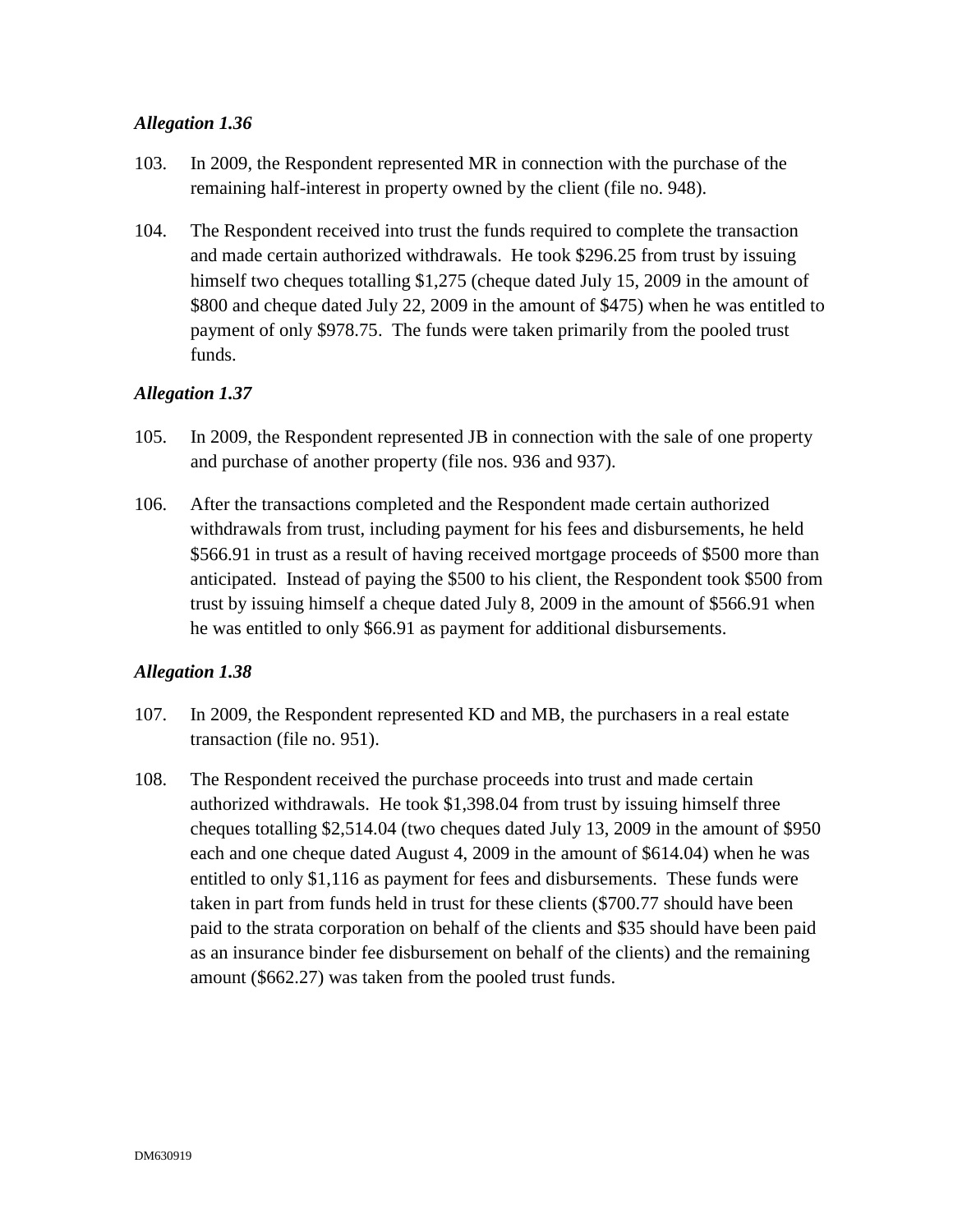*Allegation 1.36*

103. In 2009, the Respondent represented MR in connection with the purchase of the remaining half-interest in property owned by the client (file no. 948).

104. The Respondent received into trust the funds required to complete the transaction and made certain authorized withdrawals. He took $296.25 from trust by issuing himself two cheques totalling $1,275 (cheque dated July 15, 2009 in the amount of $800 and cheque dated July 22, 2009 in the amount of $475) when he was entitled to payment of only $978.75. The funds were taken primarily from the pooled trust funds.

*Allegation 1.37*

105. In 2009, the Respondent represented JB in connection with the sale of one property and purchase of another property (file nos. 936 and 937).

106. After the transactions completed and the Respondent made certain authorized withdrawals from trust, including payment for his fees and disbursements, he held $566.91 in trust as a result of having received mortgage proceeds of $500 more than anticipated. Instead of paying the $500 to his client, the Respondent took $500 from trust by issuing himself a cheque dated July 8, 2009 in the amount of $566.91 when he was entitled to only $66.91 as payment for additional disbursements.

*Allegation 1.38*

107. In 2009, the Respondent represented KD and MB, the purchasers in a real estate transaction (file no. 951).

108. The Respondent received the purchase proceeds into trust and made certain authorized withdrawals. He took $1,398.04 from trust by issuing himself three cheques totalling $2,514.04 (two cheques dated July 13, 2009 in the amount of $950 each and one cheque dated August 4, 2009 in the amount of $614.04) when he was entitled to only $1,116 as payment for fees and disbursements. These funds were taken in part from funds held in trust for these clients ($700.77 should have been paid to the strata corporation on behalf of the clients and $35 should have been paid as an insurance binder fee disbursement on behalf of the clients) and the remaining amount ($662.27) was taken from the pooled trust funds.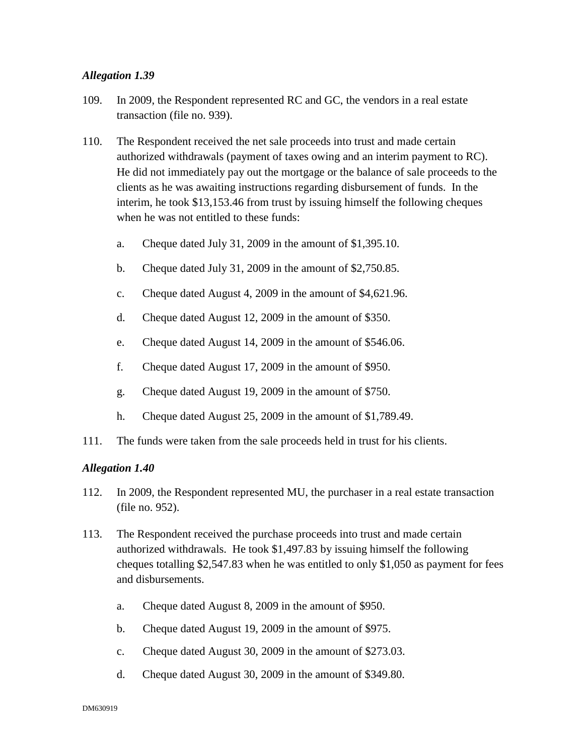***Allegation 1.39***

109. In 2009, the Respondent represented RC and GC, the vendors in a real estate transaction (file no. 939).

110. The Respondent received the net sale proceeds into trust and made certain authorized withdrawals (payment of taxes owing and an interim payment to RC). He did not immediately pay out the mortgage or the balance of sale proceeds to the clients as he was awaiting instructions regarding disbursement of funds. In the interim, he took $13,153.46 from trust by issuing himself the following cheques when he was not entitled to these funds:

    a. Cheque dated July 31, 2009 in the amount of $1,395.10.

    b. Cheque dated July 31, 2009 in the amount of $2,750.85.

    c. Cheque dated August 4, 2009 in the amount of $4,621.96.

    d. Cheque dated August 12, 2009 in the amount of $350.

    e. Cheque dated August 14, 2009 in the amount of $546.06.

    f. Cheque dated August 17, 2009 in the amount of $950.

    g. Cheque dated August 19, 2009 in the amount of $750.

    h. Cheque dated August 25, 2009 in the amount of $1,789.49.

111. The funds were taken from the sale proceeds held in trust for his clients.

***Allegation 1.40***

112. In 2009, the Respondent represented MU, the purchaser in a real estate transaction (file no. 952).

113. The Respondent received the purchase proceeds into trust and made certain authorized withdrawals. He took $1,497.83 by issuing himself the following cheques totalling $2,547.83 when he was entitled to only $1,050 as payment for fees and disbursements.

    a. Cheque dated August 8, 2009 in the amount of $950.

    b. Cheque dated August 19, 2009 in the amount of $975.

    c. Cheque dated August 30, 2009 in the amount of $273.03.

    d. Cheque dated August 30, 2009 in the amount of $349.80.

DM630919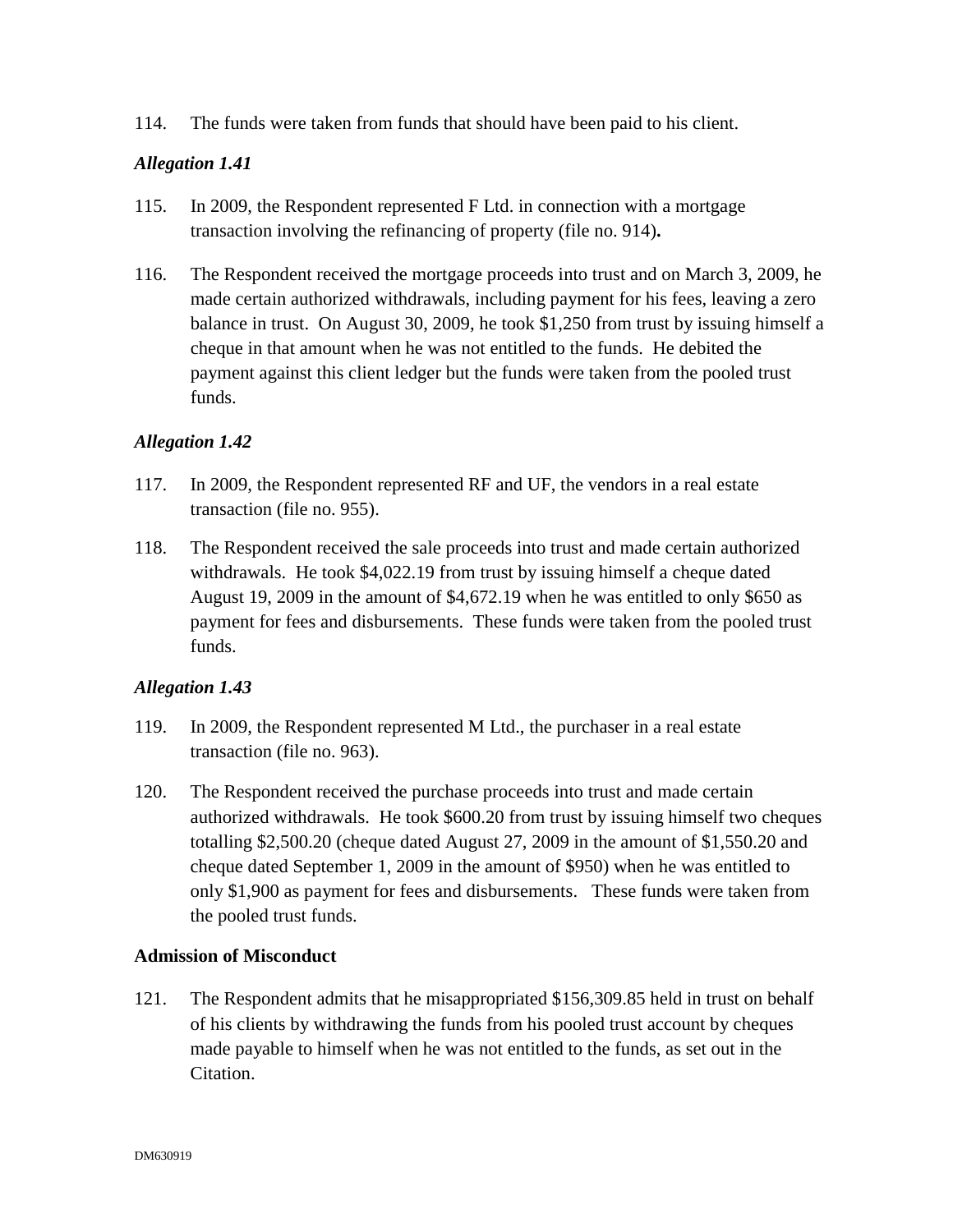114. The funds were taken from funds that should have been paid to his client.

***Allegation 1.41***

115. In 2009, the Respondent represented F Ltd. in connection with a mortgage transaction involving the refinancing of property (file no. 914).

116. The Respondent received the mortgage proceeds into trust and on March 3, 2009, he made certain authorized withdrawals, including payment for his fees, leaving a zero balance in trust. On August 30, 2009, he took $1,250 from trust by issuing himself a cheque in that amount when he was not entitled to the funds. He debited the payment against this client ledger but the funds were taken from the pooled trust funds.

***Allegation 1.42***

117. In 2009, the Respondent represented RF and UF, the vendors in a real estate transaction (file no. 955).

118. The Respondent received the sale proceeds into trust and made certain authorized withdrawals. He took $4,022.19 from trust by issuing himself a cheque dated August 19, 2009 in the amount of $4,672.19 when he was entitled to only $650 as payment for fees and disbursements. These funds were taken from the pooled trust funds.

***Allegation 1.43***

119. In 2009, the Respondent represented M Ltd., the purchaser in a real estate transaction (file no. 963).

120. The Respondent received the purchase proceeds into trust and made certain authorized withdrawals. He took $600.20 from trust by issuing himself two cheques totalling $2,500.20 (cheque dated August 27, 2009 in the amount of $1,550.20 and cheque dated September 1, 2009 in the amount of $950) when he was entitled to only $1,900 as payment for fees and disbursements. These funds were taken from the pooled trust funds.

**Admission of Misconduct**

121. The Respondent admits that he misappropriated $156,309.85 held in trust on behalf of his clients by withdrawing the funds from his pooled trust account by cheques made payable to himself when he was not entitled to the funds, as set out in the Citation.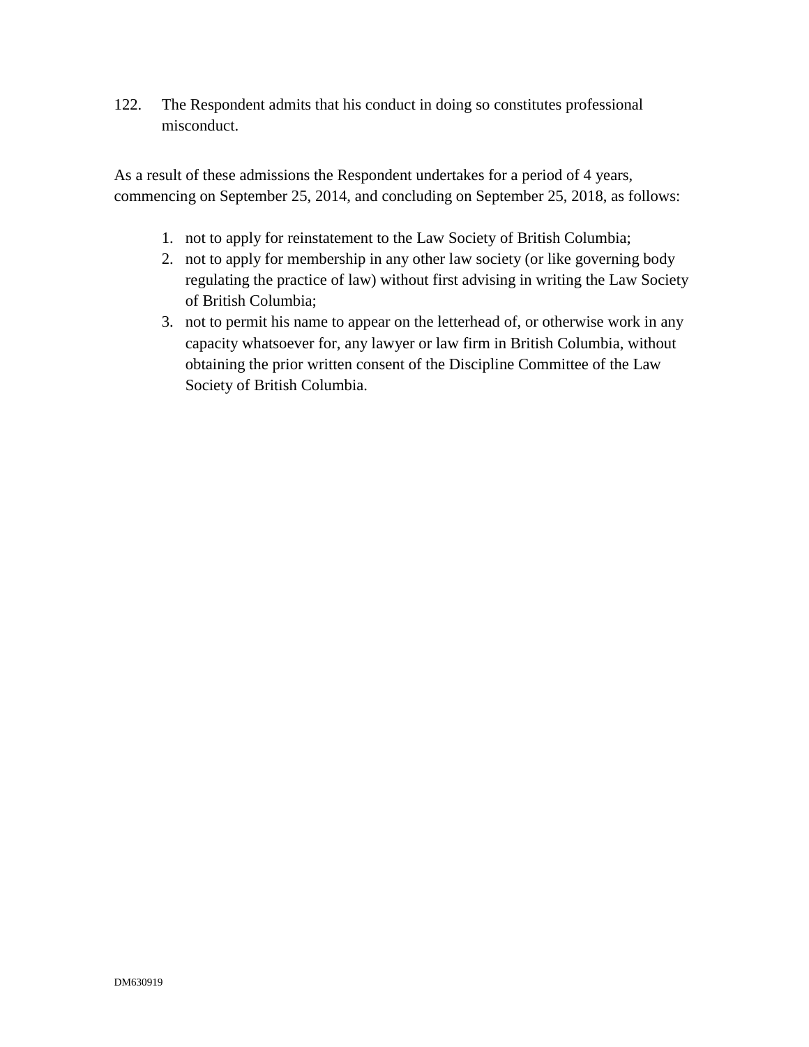122. The Respondent admits that his conduct in doing so constitutes professional misconduct.

As a result of these admissions the Respondent undertakes for a period of 4 years, commencing on September 25, 2014, and concluding on September 25, 2018, as follows:

1. not to apply for reinstatement to the Law Society of British Columbia;
2. not to apply for membership in any other law society (or like governing body regulating the practice of law) without first advising in writing the Law Society of British Columbia;
3. not to permit his name to appear on the letterhead of, or otherwise work in any capacity whatsoever for, any lawyer or law firm in British Columbia, without obtaining the prior written consent of the Discipline Committee of the Law Society of British Columbia.

DM630919